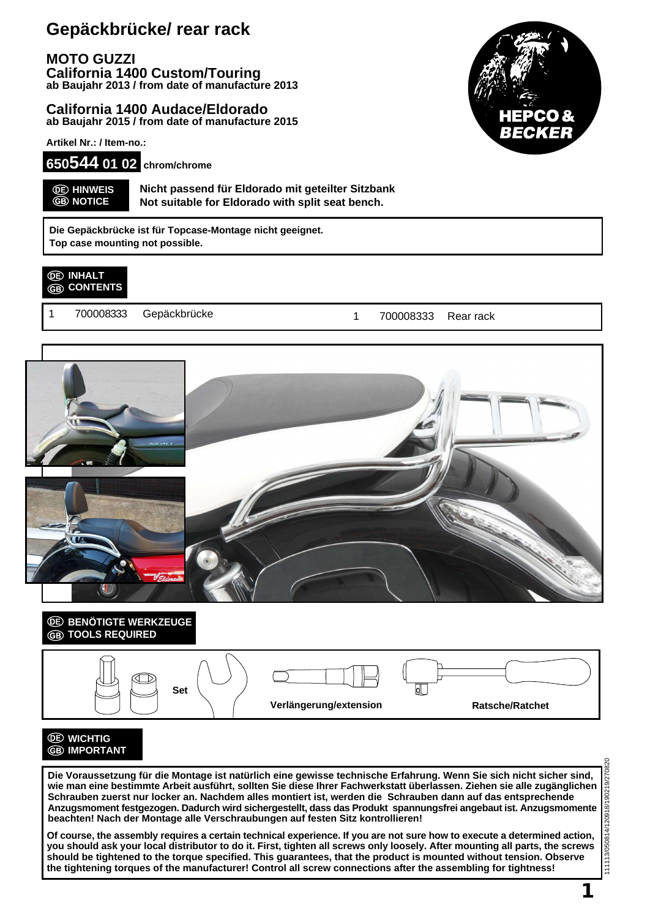# Gepäckbrücke/ rear rack

**MOTO GUZZI**
**California 1400 Custom/Touring**
**ab Baujahr 2013 / from date of manufacture 2013**

**California 1400 Audace/Eldorado**
**ab Baujahr 2015 / from date of manufacture 2015**

**Artikel Nr.: / Item-no.:**

**650544 01 02** **chrom/chrome**

**DE HINWEIS / GB NOTICE**

**Nicht passend für Eldorado mit geteilter Sitzbank**
**Not suitable for Eldorado with split seat bench.**

**Die Gepäckbrücke ist für Topcase-Montage nicht geeignet.**
**Top case mounting not possible.**

## DE INHALT / GB CONTENTS

| | | | | | |
|---|---|---|---|---|---|
| 1 | 700008333 | Gepäckbrücke | 1 | 700008333 | Rear rack |

## DE BENÖTIGTE WERKZEUGE / GB TOOLS REQUIRED

Set

Verlängerung/extension

Ratsche/Ratchet

## DE WICHTIG / GB IMPORTANT

**Die Voraussetzung für die Montage ist natürlich eine gewisse technische Erfahrung. Wenn Sie sich nicht sicher sind, wie man eine bestimmte Arbeit ausführt, sollten Sie diese Ihrer Fachwerkstatt überlassen. Ziehen sie alle zugänglichen Schrauben zuerst nur locker an. Nachdem alles montiert ist, werden die Schrauben dann auf das entsprechende Anzugsmoment festgezogen. Dadurch wird sichergestellt, dass das Produkt spannungsfrei angebaut ist. Anzugsmomente beachten! Nach der Montage alle Verschraubungen auf festen Sitz kontrollieren!**

**Of course, the assembly requires a certain technical experience. If you are not sure how to execute a determined action, you should ask your local distributor to do it. First, tighten all screws only loosely. After mounting all parts, the screws should be tightened to the torque specified. This guarantees, that the product is mounted without tension. Observe the tightening torques of the manufacturer! Control all screw connections after the assembling for tightness!**

111113/050814/120918/190219/270820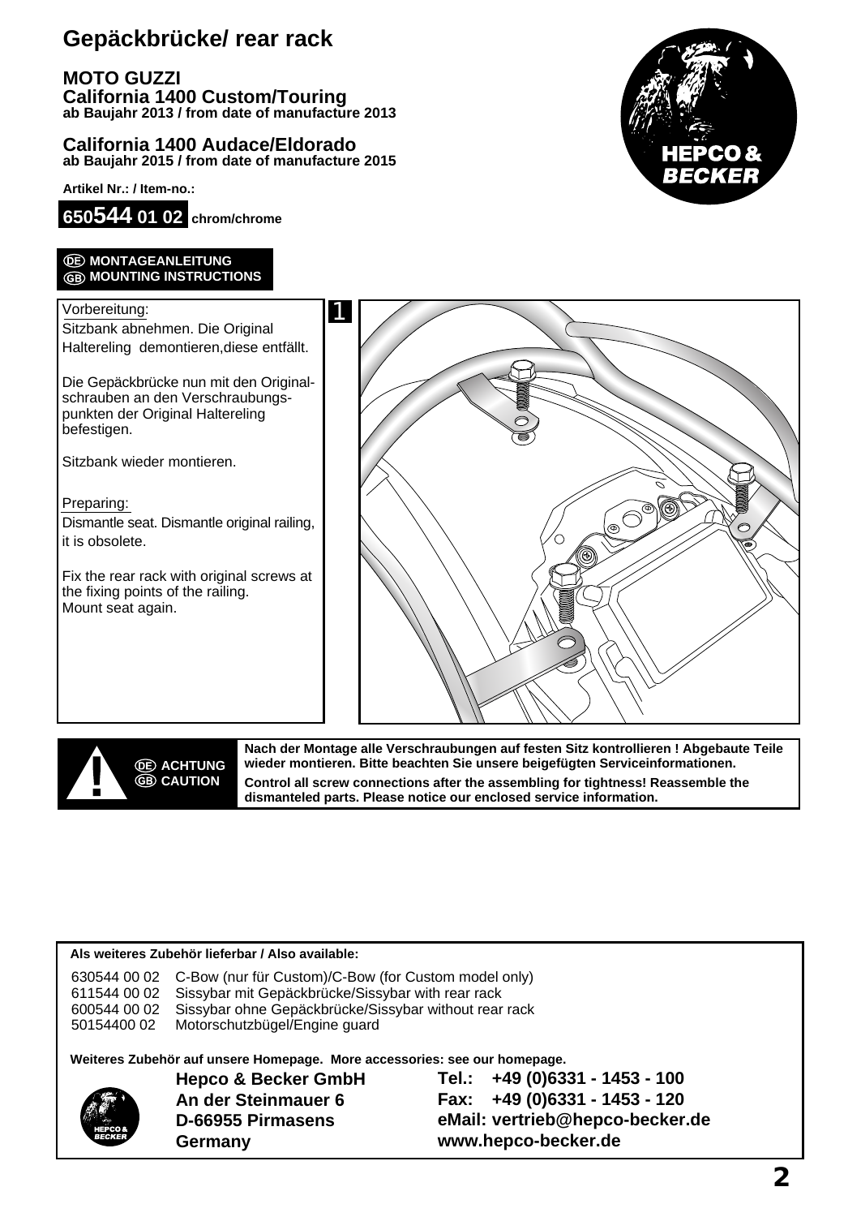# Gepäckbrücke/ rear rack

**MOTO GUZZI**
**California 1400 Custom/Touring**
**ab Baujahr 2013 / from date of manufacture 2013**

**California 1400 Audace/Eldorado**
**ab Baujahr 2015 / from date of manufacture 2015**

**Artikel Nr.: / Item-no.:**

**650544 01 02** **chrom/chrome**

**DE MONTAGEANLEITUNG**
**GB MOUNTING INSTRUCTIONS**

Vorbereitung:

Sitzbank abnehmen. Die Original Haltereling demontieren,diese entfällt.

Die Gepäckbrücke nun mit den Originalschrauben an den Verschraubungspunkten der Original Haltereling befestigen.

Sitzbank wieder montieren.

Preparing:

Dismantle seat. Dismantle original railing, it is obsolete.

Fix the rear rack with original screws at the fixing points of the railing.
Mount seat again.

1

**DE ACHTUNG**
**GB CAUTION**

**Nach der Montage alle Verschraubungen auf festen Sitz kontrollieren ! Abgebaute Teile wieder montieren. Bitte beachten Sie unsere beigefügten Serviceinformationen.**

**Control all screw connections after the assembling for tightness! Reassemble the dismanteled parts. Please notice our enclosed service information.**

**Als weiteres Zubehör lieferbar / Also available:**

630544 00 02 C-Bow (nur für Custom)/C-Bow (for Custom model only)
611544 00 02 Sissybar mit Gepäckbrücke/Sissybar with rear rack
600544 00 02 Sissybar ohne Gepäckbrücke/Sissybar without rear rack
50154400 02 Motorschutzbügel/Engine guard

**Weiteres Zubehör auf unsere Homepage. More accessories: see our homepage.**

**Hepco & Becker GmbH**
**An der Steinmauer 6**
**D-66955 Pirmasens**
**Germany**

**Tel.: +49 (0)6331 - 1453 - 100**
**Fax: +49 (0)6331 - 1453 - 120**
**eMail: vertrieb@hepco-becker.de**
**www.hepco-becker.de**